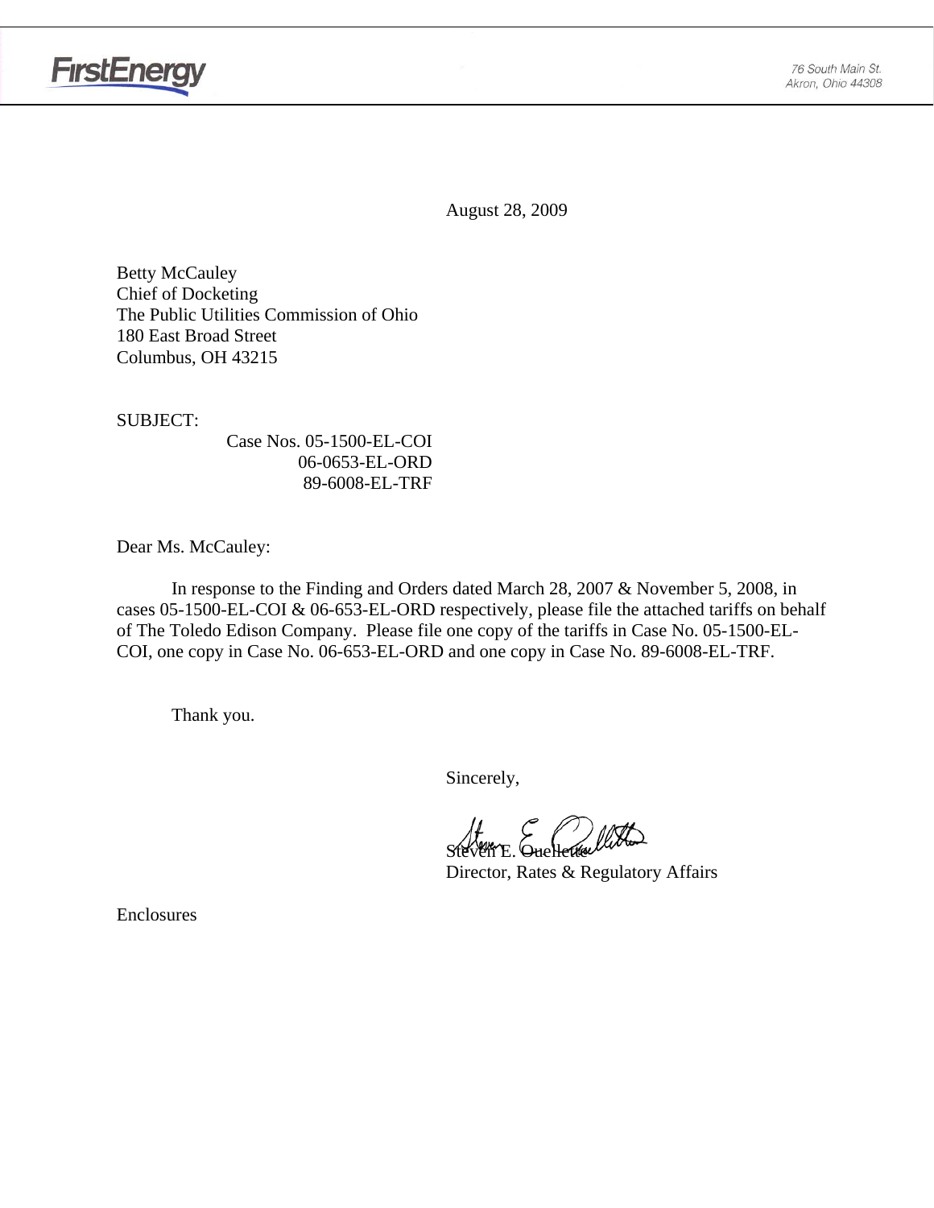FirstEnergy

76 South Main St.
Akron, Ohio 44308

August 28, 2009

Betty McCauley
Chief of Docketing
The Public Utilities Commission of Ohio
180 East Broad Street
Columbus, OH 43215

SUBJECT:
Case Nos. 05-1500-EL-COI
06-0653-EL-ORD
89-6008-EL-TRF

Dear Ms. McCauley:

In response to the Finding and Orders dated March 28, 2007 & November 5, 2008, in cases 05-1500-EL-COI & 06-653-EL-ORD respectively, please file the attached tariffs on behalf of The Toledo Edison Company. Please file one copy of the tariffs in Case No. 05-1500-EL-COI, one copy in Case No. 06-653-EL-ORD and one copy in Case No. 89-6008-EL-TRF.

Thank you.

Sincerely,

Steven E. Ouellette
Director, Rates & Regulatory Affairs

Enclosures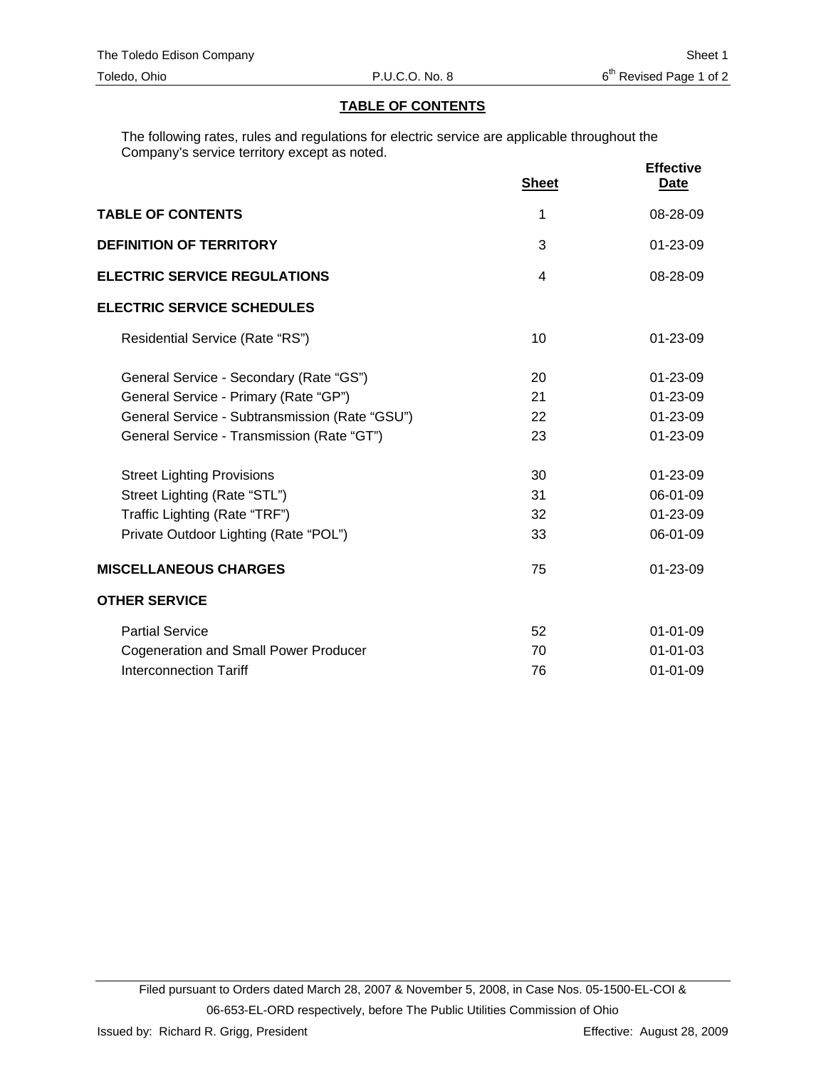## TABLE OF CONTENTS

The following rates, rules and regulations for electric service are applicable throughout the Company's service territory except as noted.

| | Sheet | Effective Date |
|---|---|---|
| **TABLE OF CONTENTS** | 1 | 08-28-09 |
| **DEFINITION OF TERRITORY** | 3 | 01-23-09 |
| **ELECTRIC SERVICE REGULATIONS** | 4 | 08-28-09 |
| **ELECTRIC SERVICE SCHEDULES** | | |
| Residential Service (Rate "RS") | 10 | 01-23-09 |
| General Service - Secondary (Rate "GS") | 20 | 01-23-09 |
| General Service - Primary (Rate "GP") | 21 | 01-23-09 |
| General Service - Subtransmission (Rate "GSU") | 22 | 01-23-09 |
| General Service - Transmission (Rate "GT") | 23 | 01-23-09 |
| Street Lighting Provisions | 30 | 01-23-09 |
| Street Lighting (Rate "STL") | 31 | 06-01-09 |
| Traffic Lighting (Rate "TRF") | 32 | 01-23-09 |
| Private Outdoor Lighting (Rate "POL") | 33 | 06-01-09 |
| **MISCELLANEOUS CHARGES** | 75 | 01-23-09 |
| **OTHER SERVICE** | | |
| Partial Service | 52 | 01-01-09 |
| Cogeneration and Small Power Producer | 70 | 01-01-03 |
| Interconnection Tariff | 76 | 01-01-09 |

Filed pursuant to Orders dated March 28, 2007 & November 5, 2008, in Case Nos. 05-1500-EL-COI & 06-653-EL-ORD respectively, before The Public Utilities Commission of Ohio

Issued by: Richard R. Grigg, President

Effective: August 28, 2009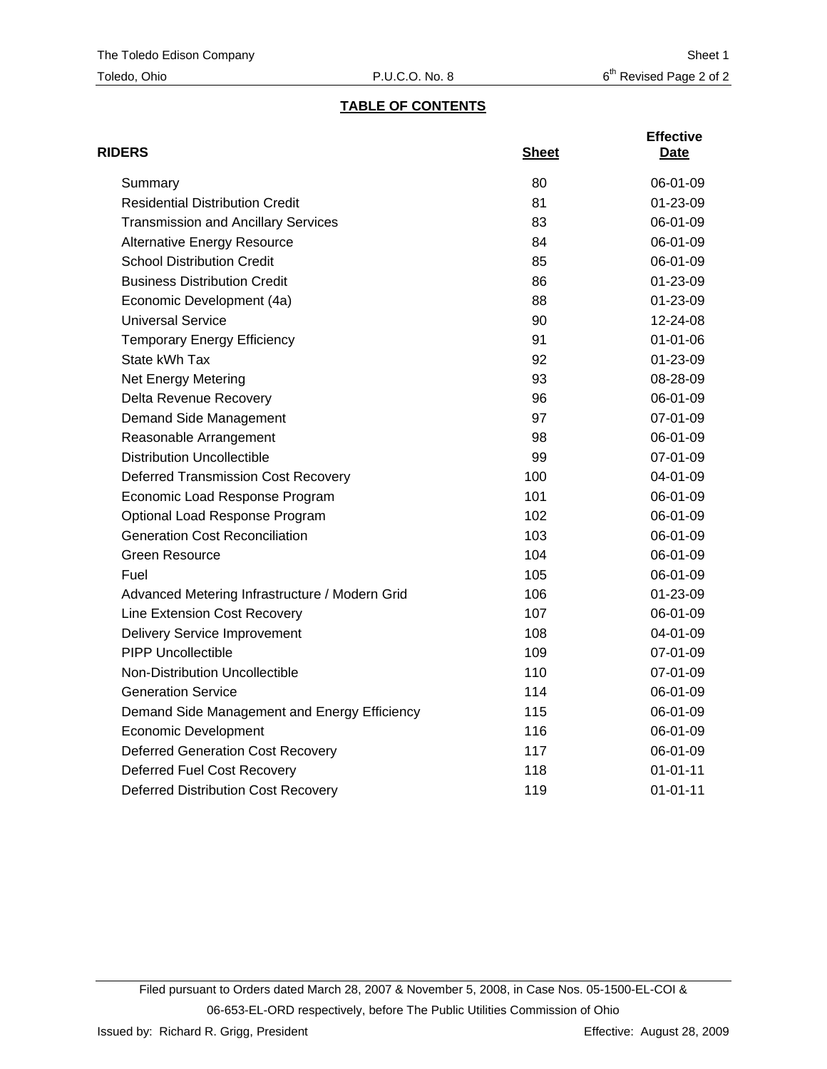The Toledo Edison Company Sheet 1
Toledo, Ohio P.U.C.O. No. 8 6th Revised Page 2 of 2

## TABLE OF CONTENTS

| RIDERS | Sheet | Effective Date |
|---|---|---|
| Summary | 80 | 06-01-09 |
| Residential Distribution Credit | 81 | 01-23-09 |
| Transmission and Ancillary Services | 83 | 06-01-09 |
| Alternative Energy Resource | 84 | 06-01-09 |
| School Distribution Credit | 85 | 06-01-09 |
| Business Distribution Credit | 86 | 01-23-09 |
| Economic Development (4a) | 88 | 01-23-09 |
| Universal Service | 90 | 12-24-08 |
| Temporary Energy Efficiency | 91 | 01-01-06 |
| State kWh Tax | 92 | 01-23-09 |
| Net Energy Metering | 93 | 08-28-09 |
| Delta Revenue Recovery | 96 | 06-01-09 |
| Demand Side Management | 97 | 07-01-09 |
| Reasonable Arrangement | 98 | 06-01-09 |
| Distribution Uncollectible | 99 | 07-01-09 |
| Deferred Transmission Cost Recovery | 100 | 04-01-09 |
| Economic Load Response Program | 101 | 06-01-09 |
| Optional Load Response Program | 102 | 06-01-09 |
| Generation Cost Reconciliation | 103 | 06-01-09 |
| Green Resource | 104 | 06-01-09 |
| Fuel | 105 | 06-01-09 |
| Advanced Metering Infrastructure / Modern Grid | 106 | 01-23-09 |
| Line Extension Cost Recovery | 107 | 06-01-09 |
| Delivery Service Improvement | 108 | 04-01-09 |
| PIPP Uncollectible | 109 | 07-01-09 |
| Non-Distribution Uncollectible | 110 | 07-01-09 |
| Generation Service | 114 | 06-01-09 |
| Demand Side Management and Energy Efficiency | 115 | 06-01-09 |
| Economic Development | 116 | 06-01-09 |
| Deferred Generation Cost Recovery | 117 | 06-01-09 |
| Deferred Fuel Cost Recovery | 118 | 01-01-11 |
| Deferred Distribution Cost Recovery | 119 | 01-01-11 |

Filed pursuant to Orders dated March 28, 2007 & November 5, 2008, in Case Nos. 05-1500-EL-COI & 06-653-EL-ORD respectively, before The Public Utilities Commission of Ohio

Issued by: Richard R. Grigg, President Effective: August 28, 2009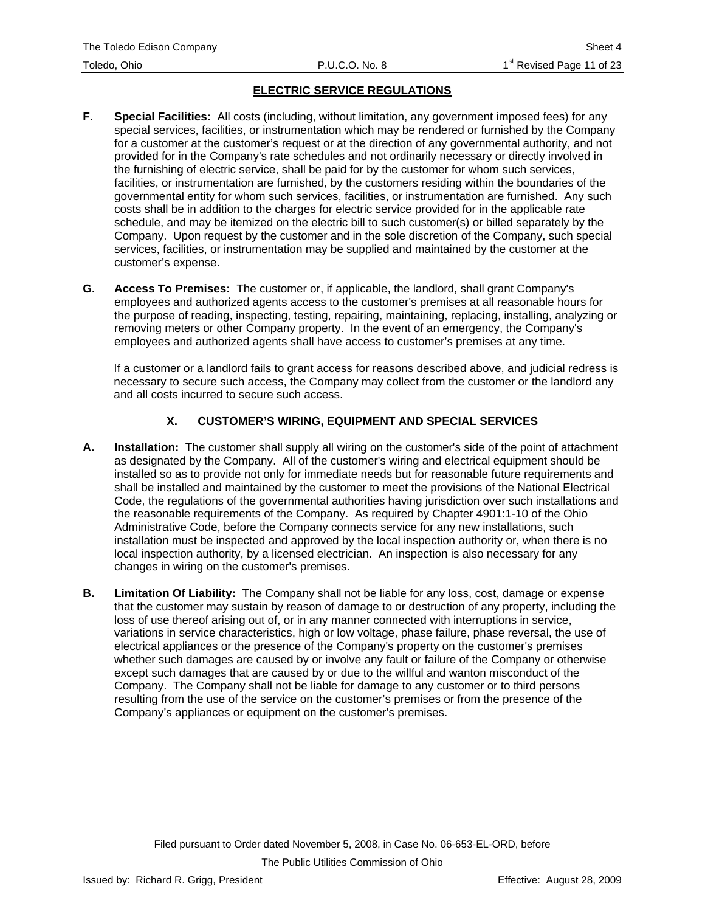## ELECTRIC SERVICE REGULATIONS

**F. Special Facilities:** All costs (including, without limitation, any government imposed fees) for any special services, facilities, or instrumentation which may be rendered or furnished by the Company for a customer at the customer's request or at the direction of any governmental authority, and not provided for in the Company's rate schedules and not ordinarily necessary or directly involved in the furnishing of electric service, shall be paid for by the customer for whom such services, facilities, or instrumentation are furnished, by the customers residing within the boundaries of the governmental entity for whom such services, facilities, or instrumentation are furnished. Any such costs shall be in addition to the charges for electric service provided for in the applicable rate schedule, and may be itemized on the electric bill to such customer(s) or billed separately by the Company. Upon request by the customer and in the sole discretion of the Company, such special services, facilities, or instrumentation may be supplied and maintained by the customer at the customer's expense.

**G. Access To Premises:** The customer or, if applicable, the landlord, shall grant Company's employees and authorized agents access to the customer's premises at all reasonable hours for the purpose of reading, inspecting, testing, repairing, maintaining, replacing, installing, analyzing or removing meters or other Company property. In the event of an emergency, the Company's employees and authorized agents shall have access to customer's premises at any time.

If a customer or a landlord fails to grant access for reasons described above, and judicial redress is necessary to secure such access, the Company may collect from the customer or the landlord any and all costs incurred to secure such access.

### X. CUSTOMER'S WIRING, EQUIPMENT AND SPECIAL SERVICES

**A. Installation:** The customer shall supply all wiring on the customer's side of the point of attachment as designated by the Company. All of the customer's wiring and electrical equipment should be installed so as to provide not only for immediate needs but for reasonable future requirements and shall be installed and maintained by the customer to meet the provisions of the National Electrical Code, the regulations of the governmental authorities having jurisdiction over such installations and the reasonable requirements of the Company. As required by Chapter 4901:1-10 of the Ohio Administrative Code, before the Company connects service for any new installations, such installation must be inspected and approved by the local inspection authority or, when there is no local inspection authority, by a licensed electrician. An inspection is also necessary for any changes in wiring on the customer's premises.

**B. Limitation Of Liability:** The Company shall not be liable for any loss, cost, damage or expense that the customer may sustain by reason of damage to or destruction of any property, including the loss of use thereof arising out of, or in any manner connected with interruptions in service, variations in service characteristics, high or low voltage, phase failure, phase reversal, the use of electrical appliances or the presence of the Company's property on the customer's premises whether such damages are caused by or involve any fault or failure of the Company or otherwise except such damages that are caused by or due to the willful and wanton misconduct of the Company. The Company shall not be liable for damage to any customer or to third persons resulting from the use of the service on the customer's premises or from the presence of the Company's appliances or equipment on the customer's premises.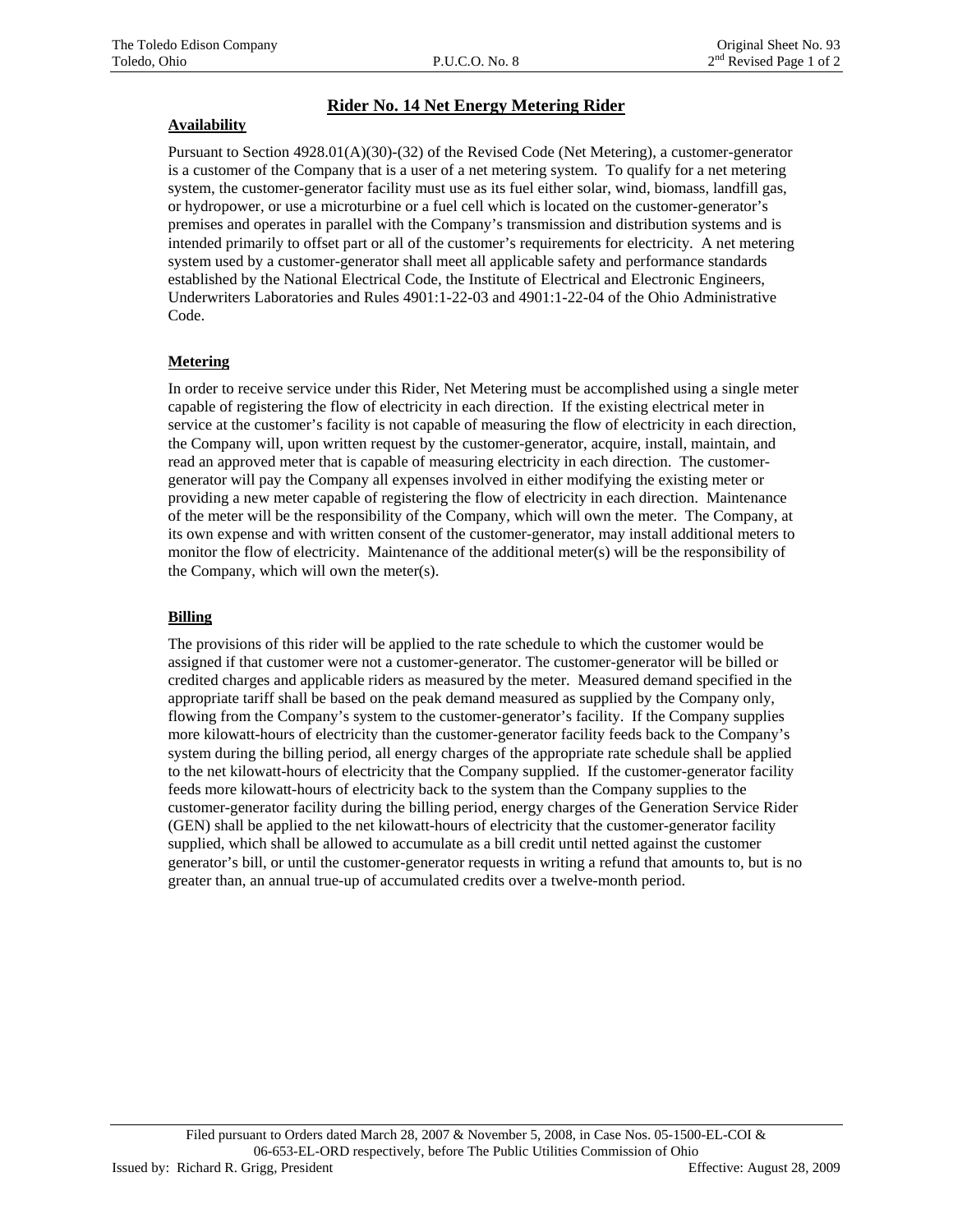# Rider No. 14 Net Energy Metering Rider

## Availability

Pursuant to Section 4928.01(A)(30)-(32) of the Revised Code (Net Metering), a customer-generator is a customer of the Company that is a user of a net metering system. To qualify for a net metering system, the customer-generator facility must use as its fuel either solar, wind, biomass, landfill gas, or hydropower, or use a microturbine or a fuel cell which is located on the customer-generator's premises and operates in parallel with the Company's transmission and distribution systems and is intended primarily to offset part or all of the customer's requirements for electricity. A net metering system used by a customer-generator shall meet all applicable safety and performance standards established by the National Electrical Code, the Institute of Electrical and Electronic Engineers, Underwriters Laboratories and Rules 4901:1-22-03 and 4901:1-22-04 of the Ohio Administrative Code.

## Metering

In order to receive service under this Rider, Net Metering must be accomplished using a single meter capable of registering the flow of electricity in each direction. If the existing electrical meter in service at the customer's facility is not capable of measuring the flow of electricity in each direction, the Company will, upon written request by the customer-generator, acquire, install, maintain, and read an approved meter that is capable of measuring electricity in each direction. The customer-generator will pay the Company all expenses involved in either modifying the existing meter or providing a new meter capable of registering the flow of electricity in each direction. Maintenance of the meter will be the responsibility of the Company, which will own the meter. The Company, at its own expense and with written consent of the customer-generator, may install additional meters to monitor the flow of electricity. Maintenance of the additional meter(s) will be the responsibility of the Company, which will own the meter(s).

## Billing

The provisions of this rider will be applied to the rate schedule to which the customer would be assigned if that customer were not a customer-generator. The customer-generator will be billed or credited charges and applicable riders as measured by the meter. Measured demand specified in the appropriate tariff shall be based on the peak demand measured as supplied by the Company only, flowing from the Company's system to the customer-generator's facility. If the Company supplies more kilowatt-hours of electricity than the customer-generator facility feeds back to the Company's system during the billing period, all energy charges of the appropriate rate schedule shall be applied to the net kilowatt-hours of electricity that the Company supplied. If the customer-generator facility feeds more kilowatt-hours of electricity back to the system than the Company supplies to the customer-generator facility during the billing period, energy charges of the Generation Service Rider (GEN) shall be applied to the net kilowatt-hours of electricity that the customer-generator facility supplied, which shall be allowed to accumulate as a bill credit until netted against the customer generator's bill, or until the customer-generator requests in writing a refund that amounts to, but is no greater than, an annual true-up of accumulated credits over a twelve-month period.

Filed pursuant to Orders dated March 28, 2007 & November 5, 2008, in Case Nos. 05-1500-EL-COI & 06-653-EL-ORD respectively, before The Public Utilities Commission of Ohio

Issued by: Richard R. Grigg, President — Effective: August 28, 2009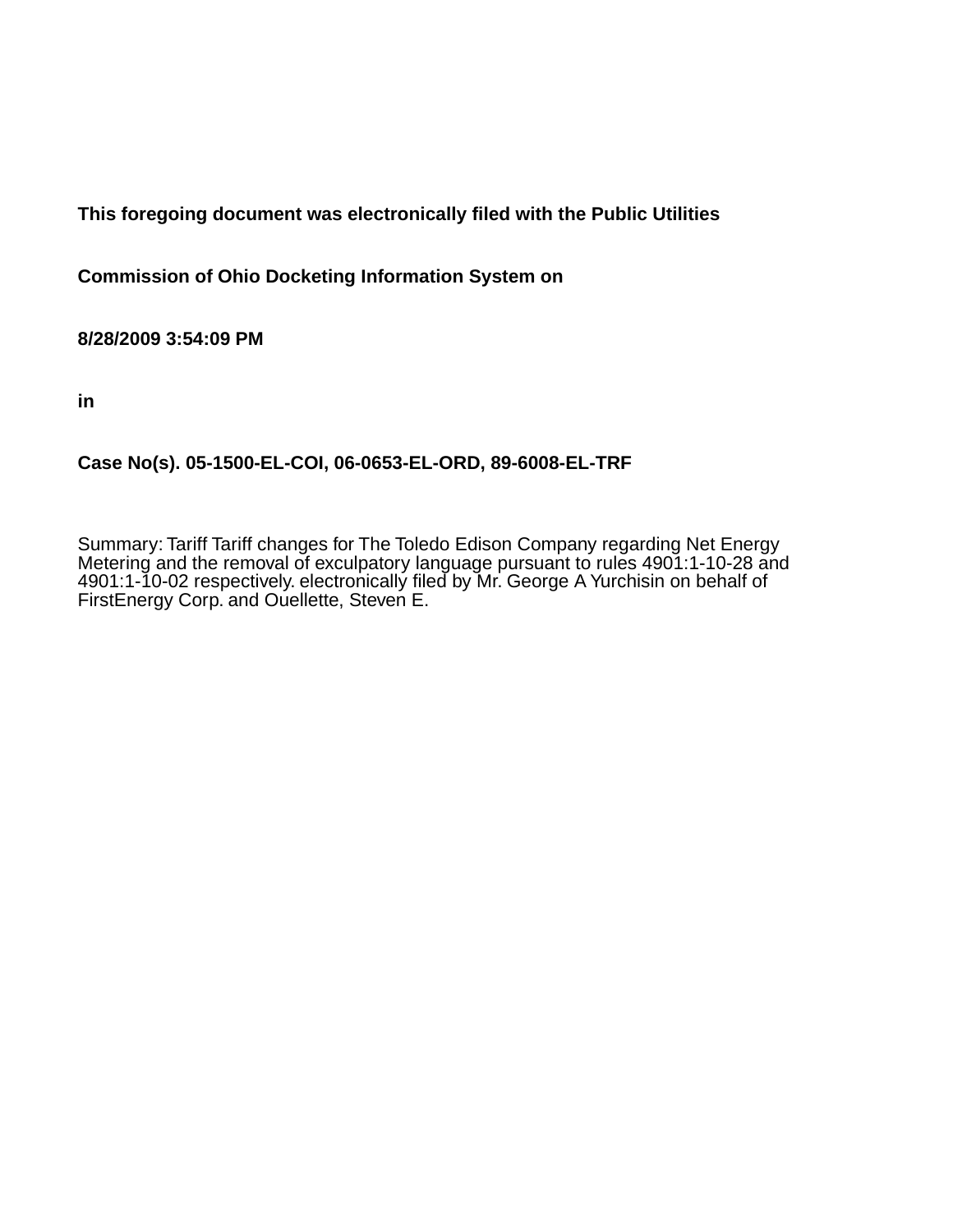**This foregoing document was electronically filed with the Public Utilities**

**Commission of Ohio Docketing Information System on**

**8/28/2009 3:54:09 PM**

**in**

**Case No(s). 05-1500-EL-COI, 06-0653-EL-ORD, 89-6008-EL-TRF**

Summary: Tariff Tariff changes for The Toledo Edison Company regarding Net Energy Metering and the removal of exculpatory language pursuant to rules 4901:1-10-28 and 4901:1-10-02 respectively. electronically filed by Mr. George A Yurchisin on behalf of FirstEnergy Corp. and Ouellette, Steven E.